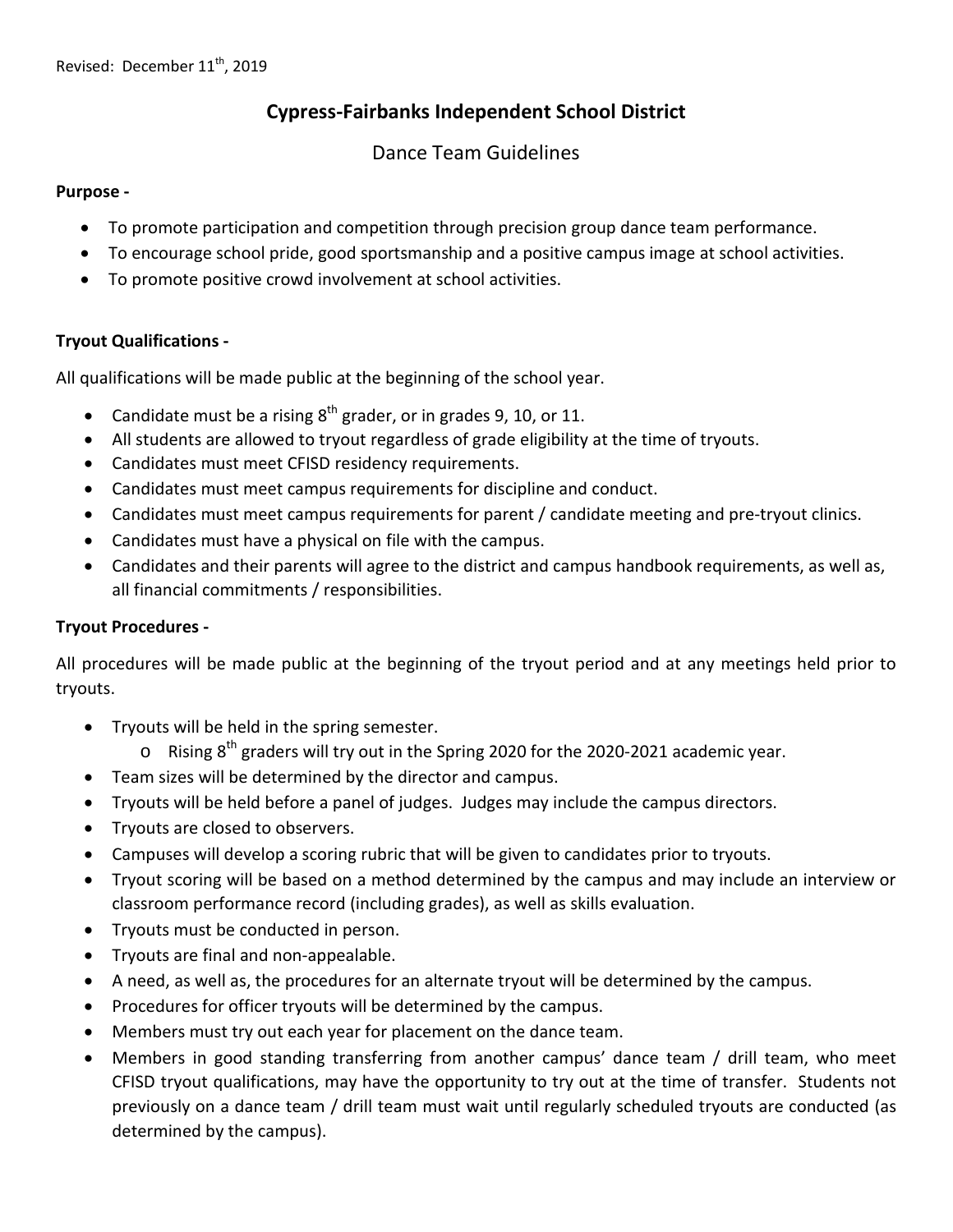Revised: December 11th, 2019

# Cypress-Fairbanks Independent School District

## Dance Team Guidelines

**Purpose -**

- To promote participation and competition through precision group dance team performance.
- To encourage school pride, good sportsmanship and a positive campus image at school activities.
- To promote positive crowd involvement at school activities.

**Tryout Qualifications -**

All qualifications will be made public at the beginning of the school year.

- Candidate must be a rising 8th grader, or in grades 9, 10, or 11.
- All students are allowed to tryout regardless of grade eligibility at the time of tryouts.
- Candidates must meet CFISD residency requirements.
- Candidates must meet campus requirements for discipline and conduct.
- Candidates must meet campus requirements for parent / candidate meeting and pre-tryout clinics.
- Candidates must have a physical on file with the campus.
- Candidates and their parents will agree to the district and campus handbook requirements, as well as, all financial commitments / responsibilities.

**Tryout Procedures -**

All procedures will be made public at the beginning of the tryout period and at any meetings held prior to tryouts.

- Tryouts will be held in the spring semester.
  - Rising 8th graders will try out in the Spring 2020 for the 2020-2021 academic year.
- Team sizes will be determined by the director and campus.
- Tryouts will be held before a panel of judges. Judges may include the campus directors.
- Tryouts are closed to observers.
- Campuses will develop a scoring rubric that will be given to candidates prior to tryouts.
- Tryout scoring will be based on a method determined by the campus and may include an interview or classroom performance record (including grades), as well as skills evaluation.
- Tryouts must be conducted in person.
- Tryouts are final and non-appealable.
- A need, as well as, the procedures for an alternate tryout will be determined by the campus.
- Procedures for officer tryouts will be determined by the campus.
- Members must try out each year for placement on the dance team.
- Members in good standing transferring from another campus' dance team / drill team, who meet CFISD tryout qualifications, may have the opportunity to try out at the time of transfer. Students not previously on a dance team / drill team must wait until regularly scheduled tryouts are conducted (as determined by the campus).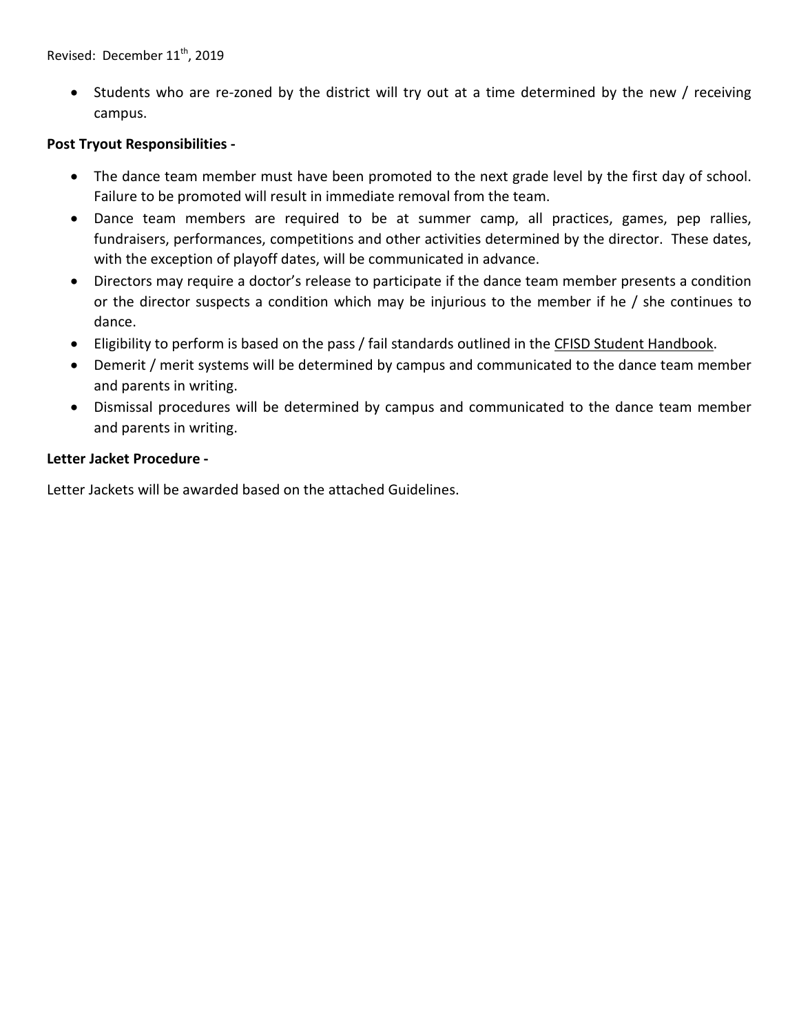Revised: December 11th, 2019

- Students who are re-zoned by the district will try out at a time determined by the new / receiving campus.

**Post Tryout Responsibilities -**

- The dance team member must have been promoted to the next grade level by the first day of school. Failure to be promoted will result in immediate removal from the team.
- Dance team members are required to be at summer camp, all practices, games, pep rallies, fundraisers, performances, competitions and other activities determined by the director. These dates, with the exception of playoff dates, will be communicated in advance.
- Directors may require a doctor's release to participate if the dance team member presents a condition or the director suspects a condition which may be injurious to the member if he / she continues to dance.
- Eligibility to perform is based on the pass / fail standards outlined in the CFISD Student Handbook.
- Demerit / merit systems will be determined by campus and communicated to the dance team member and parents in writing.
- Dismissal procedures will be determined by campus and communicated to the dance team member and parents in writing.

**Letter Jacket Procedure -**

Letter Jackets will be awarded based on the attached Guidelines.